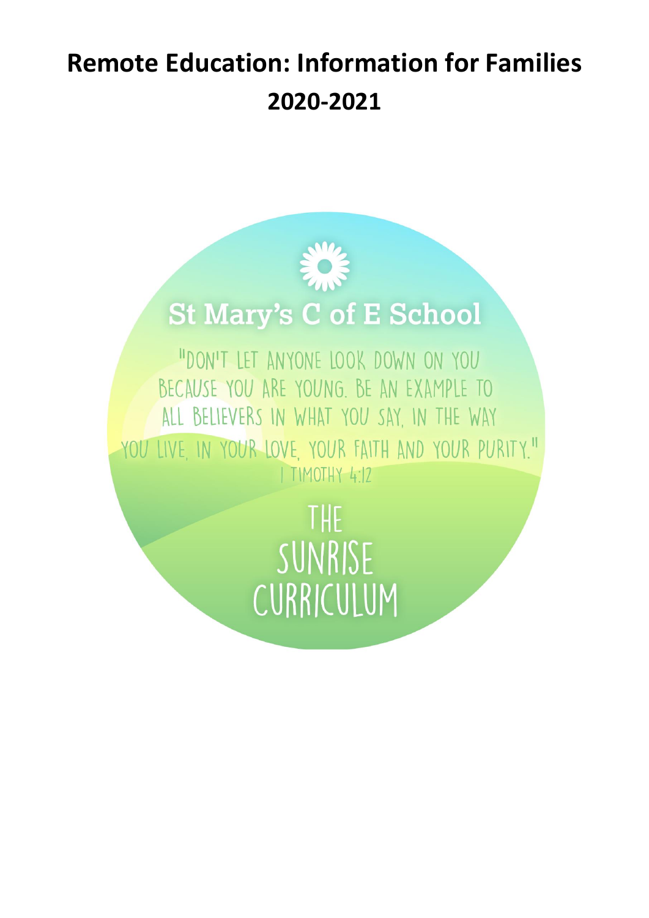# Remote Education: Information for Families 2020-2021

St Mary's C of E School

"DON'T LET ANYONE LOOK DOWN ON YOU BECAUSE YOU ARE YOUNG. BE AN EXAMPLE TO ALL BELIEVERS IN WHAT YOU SAY, IN THE WAY YOU LIVE, IN YOUR LOVE, YOUR FAITH AND YOUR PURITY."
1 TIMOTHY 4:12

THE SUNRISE CURRICULUM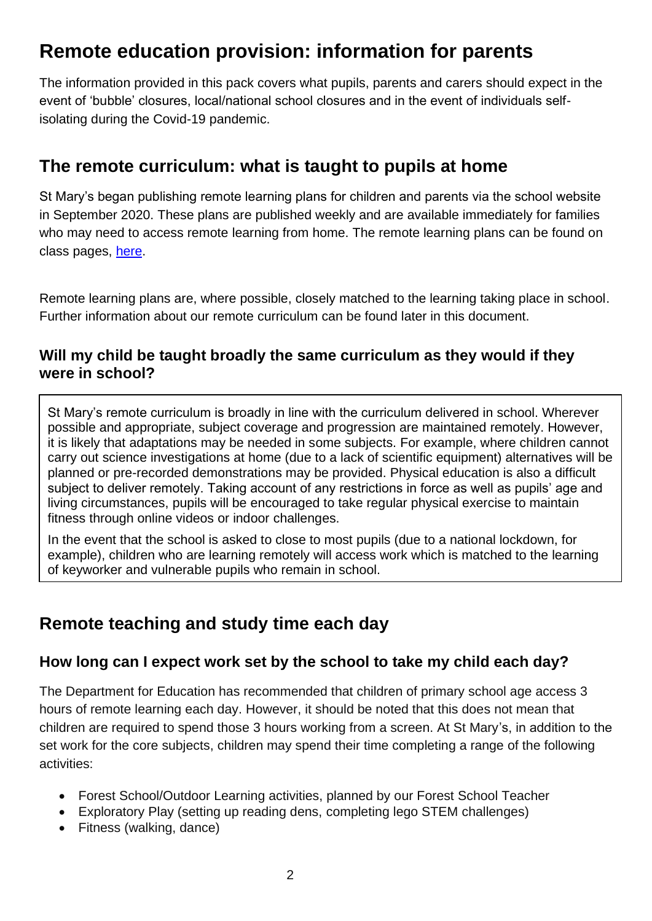# Remote education provision: information for parents

The information provided in this pack covers what pupils, parents and carers should expect in the event of 'bubble' closures, local/national school closures and in the event of individuals self-isolating during the Covid-19 pandemic.

## The remote curriculum: what is taught to pupils at home

St Mary's began publishing remote learning plans for children and parents via the school website in September 2020. These plans are published weekly and are available immediately for families who may need to access remote learning from home. The remote learning plans can be found on class pages, here.

Remote learning plans are, where possible, closely matched to the learning taking place in school. Further information about our remote curriculum can be found later in this document.

### Will my child be taught broadly the same curriculum as they would if they were in school?

St Mary's remote curriculum is broadly in line with the curriculum delivered in school. Wherever possible and appropriate, subject coverage and progression are maintained remotely. However, it is likely that adaptations may be needed in some subjects. For example, where children cannot carry out science investigations at home (due to a lack of scientific equipment) alternatives will be planned or pre-recorded demonstrations may be provided. Physical education is also a difficult subject to deliver remotely. Taking account of any restrictions in force as well as pupils' age and living circumstances, pupils will be encouraged to take regular physical exercise to maintain fitness through online videos or indoor challenges.

In the event that the school is asked to close to most pupils (due to a national lockdown, for example), children who are learning remotely will access work which is matched to the learning of keyworker and vulnerable pupils who remain in school.

## Remote teaching and study time each day

### How long can I expect work set by the school to take my child each day?

The Department for Education has recommended that children of primary school age access 3 hours of remote learning each day. However, it should be noted that this does not mean that children are required to spend those 3 hours working from a screen. At St Mary's, in addition to the set work for the core subjects, children may spend their time completing a range of the following activities:

- Forest School/Outdoor Learning activities, planned by our Forest School Teacher
- Exploratory Play (setting up reading dens, completing lego STEM challenges)
- Fitness (walking, dance)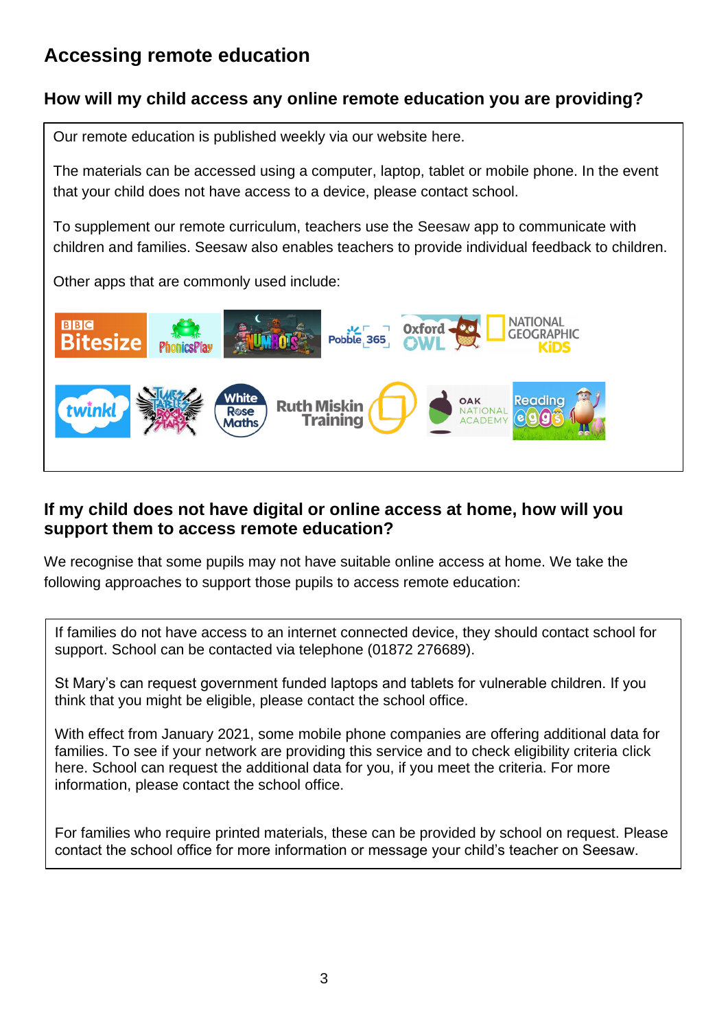# Accessing remote education

## How will my child access any online remote education you are providing?

Our remote education is published weekly via our website here.

The materials can be accessed using a computer, laptop, tablet or mobile phone. In the event that your child does not have access to a device, please contact school.

To supplement our remote curriculum, teachers use the Seesaw app to communicate with children and families. Seesaw also enables teachers to provide individual feedback to children.

Other apps that are commonly used include:

## If my child does not have digital or online access at home, how will you support them to access remote education?

We recognise that some pupils may not have suitable online access at home. We take the following approaches to support those pupils to access remote education:

If families do not have access to an internet connected device, they should contact school for support. School can be contacted via telephone (01872 276689).

St Mary's can request government funded laptops and tablets for vulnerable children. If you think that you might be eligible, please contact the school office.

With effect from January 2021, some mobile phone companies are offering additional data for families. To see if your network are providing this service and to check eligibility criteria click here. School can request the additional data for you, if you meet the criteria. For more information, please contact the school office.

For families who require printed materials, these can be provided by school on request. Please contact the school office for more information or message your child's teacher on Seesaw.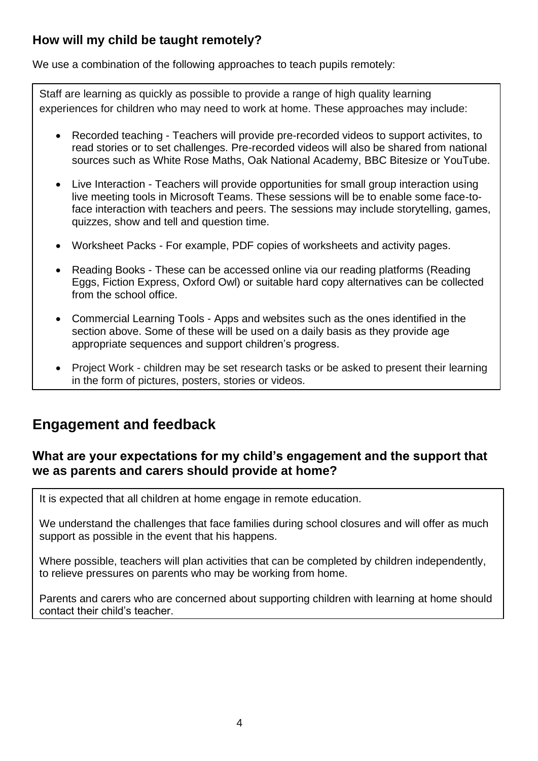### How will my child be taught remotely?

We use a combination of the following approaches to teach pupils remotely:

Staff are learning as quickly as possible to provide a range of high quality learning experiences for children who may need to work at home. These approaches may include:

- Recorded teaching - Teachers will provide pre-recorded videos to support activites, to read stories or to set challenges. Pre-recorded videos will also be shared from national sources such as White Rose Maths, Oak National Academy, BBC Bitesize or YouTube.
- Live Interaction - Teachers will provide opportunities for small group interaction using live meeting tools in Microsoft Teams. These sessions will be to enable some face-to-face interaction with teachers and peers. The sessions may include storytelling, games, quizzes, show and tell and question time.
- Worksheet Packs - For example, PDF copies of worksheets and activity pages.
- Reading Books - These can be accessed online via our reading platforms (Reading Eggs, Fiction Express, Oxford Owl) or suitable hard copy alternatives can be collected from the school office.
- Commercial Learning Tools - Apps and websites such as the ones identified in the section above. Some of these will be used on a daily basis as they provide age appropriate sequences and support children's progress.
- Project Work - children may be set research tasks or be asked to present their learning in the form of pictures, posters, stories or videos.

## Engagement and feedback

### What are your expectations for my child's engagement and the support that we as parents and carers should provide at home?

It is expected that all children at home engage in remote education.

We understand the challenges that face families during school closures and will offer as much support as possible in the event that his happens.

Where possible, teachers will plan activities that can be completed by children independently, to relieve pressures on parents who may be working from home.

Parents and carers who are concerned about supporting children with learning at home should contact their child's teacher.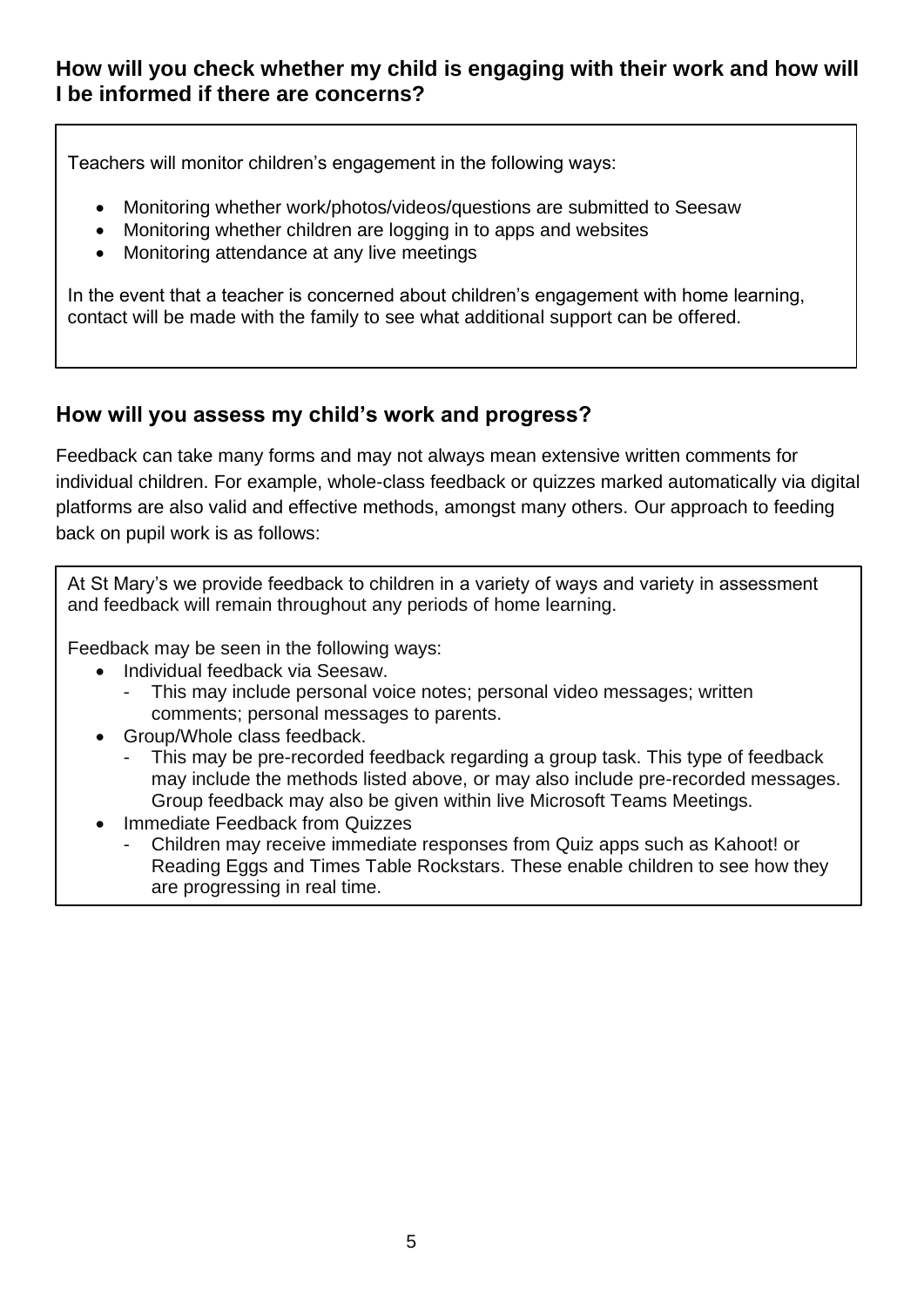## How will you check whether my child is engaging with their work and how will I be informed if there are concerns?

Teachers will monitor children's engagement in the following ways:

- Monitoring whether work/photos/videos/questions are submitted to Seesaw
- Monitoring whether children are logging in to apps and websites
- Monitoring attendance at any live meetings

In the event that a teacher is concerned about children's engagement with home learning, contact will be made with the family to see what additional support can be offered.

## How will you assess my child's work and progress?

Feedback can take many forms and may not always mean extensive written comments for individual children. For example, whole-class feedback or quizzes marked automatically via digital platforms are also valid and effective methods, amongst many others. Our approach to feeding back on pupil work is as follows:

At St Mary's we provide feedback to children in a variety of ways and variety in assessment and feedback will remain throughout any periods of home learning.

Feedback may be seen in the following ways:

- Individual feedback via Seesaw.
  - This may include personal voice notes; personal video messages; written comments; personal messages to parents.
- Group/Whole class feedback.
  - This may be pre-recorded feedback regarding a group task. This type of feedback may include the methods listed above, or may also include pre-recorded messages. Group feedback may also be given within live Microsoft Teams Meetings.
- Immediate Feedback from Quizzes
  - Children may receive immediate responses from Quiz apps such as Kahoot! or Reading Eggs and Times Table Rockstars. These enable children to see how they are progressing in real time.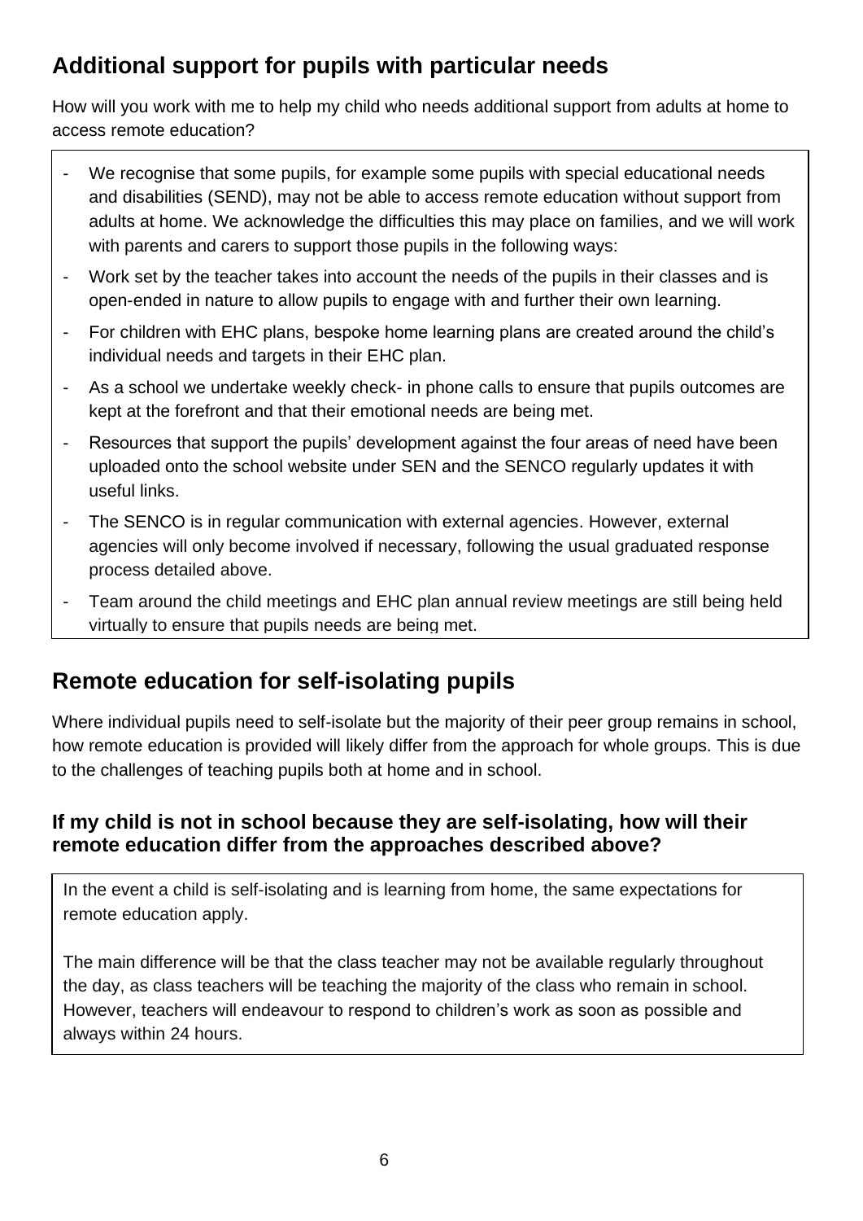## Additional support for pupils with particular needs

How will you work with me to help my child who needs additional support from adults at home to access remote education?

- We recognise that some pupils, for example some pupils with special educational needs and disabilities (SEND), may not be able to access remote education without support from adults at home. We acknowledge the difficulties this may place on families, and we will work with parents and carers to support those pupils in the following ways:
- Work set by the teacher takes into account the needs of the pupils in their classes and is open-ended in nature to allow pupils to engage with and further their own learning.
- For children with EHC plans, bespoke home learning plans are created around the child's individual needs and targets in their EHC plan.
- As a school we undertake weekly check- in phone calls to ensure that pupils outcomes are kept at the forefront and that their emotional needs are being met.
- Resources that support the pupils' development against the four areas of need have been uploaded onto the school website under SEN and the SENCO regularly updates it with useful links.
- The SENCO is in regular communication with external agencies. However, external agencies will only become involved if necessary, following the usual graduated response process detailed above.
- Team around the child meetings and EHC plan annual review meetings are still being held virtually to ensure that pupils needs are being met.

## Remote education for self-isolating pupils

Where individual pupils need to self-isolate but the majority of their peer group remains in school, how remote education is provided will likely differ from the approach for whole groups. This is due to the challenges of teaching pupils both at home and in school.

### If my child is not in school because they are self-isolating, how will their remote education differ from the approaches described above?

In the event a child is self-isolating and is learning from home, the same expectations for remote education apply.

The main difference will be that the class teacher may not be available regularly throughout the day, as class teachers will be teaching the majority of the class who remain in school. However, teachers will endeavour to respond to children's work as soon as possible and always within 24 hours.